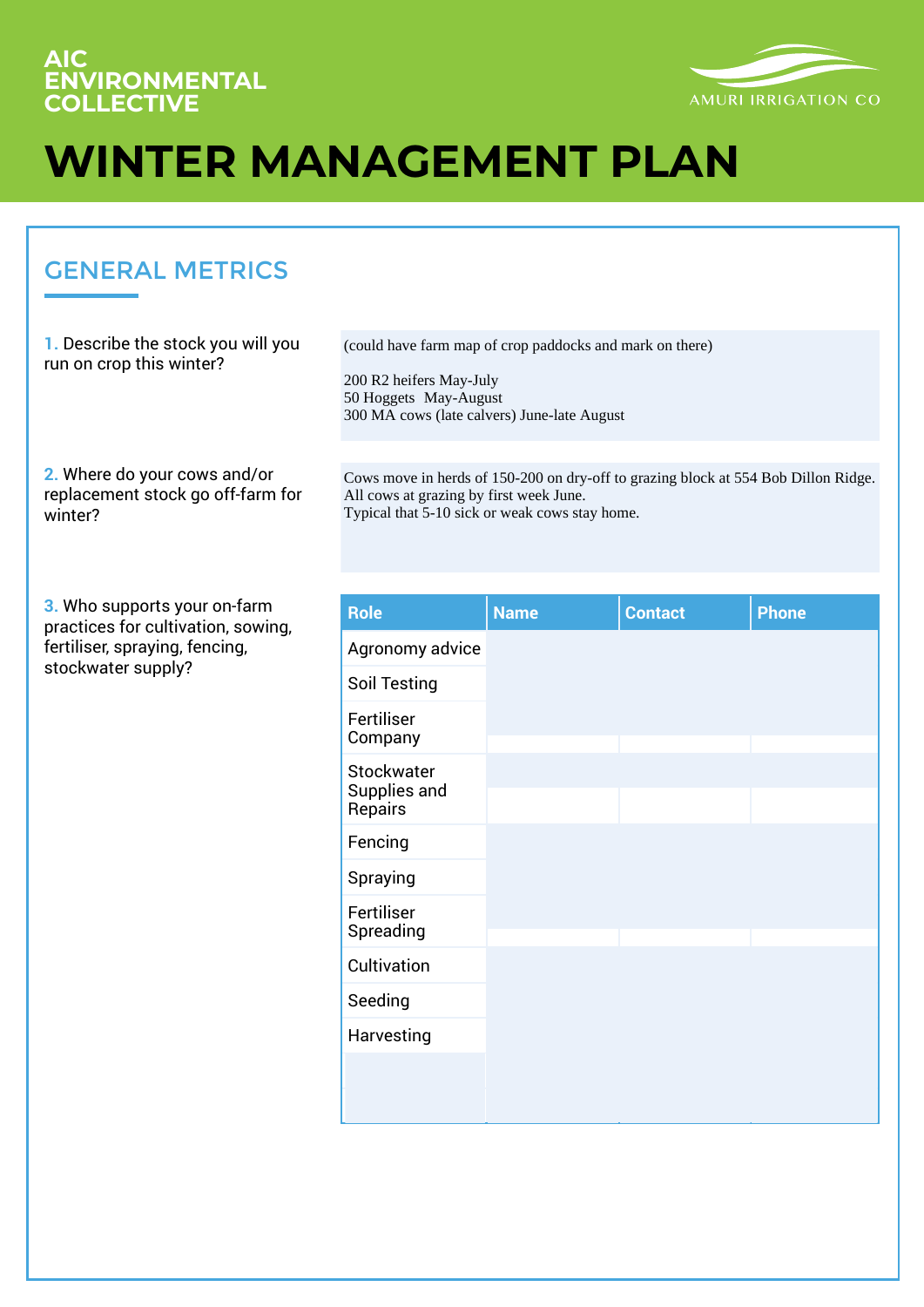AIC ENVIRONMENTAL COLLECTIVE

AMURI IRRIGATION CO

# WINTER MANAGEMENT PLAN

## GENERAL METRICS

1. Describe the stock you will you run on crop this winter?

(could have farm map of crop paddocks and mark on there)

200 R2 heifers May-July
50 Hoggets May-August
300 MA cows (late calvers) June-late August

2. Where do your cows and/or replacement stock go off-farm for winter?

Cows move in herds of 150-200 on dry-off to grazing block at 554 Bob Dillon Ridge.
All cows at grazing by first week June.
Typical that 5-10 sick or weak cows stay home.

3. Who supports your on-farm practices for cultivation, sowing, fertiliser, spraying, fencing, stockwater supply?

| Role | Name | Contact | Phone |
|---|---|---|---|
| Agronomy advice | | | |
| Soil Testing | | | |
| Fertiliser Company | | | |
| Stockwater Supplies and Repairs | | | |
| Fencing | | | |
| Spraying | | | |
| Fertiliser Spreading | | | |
| Cultivation | | | |
| Seeding | | | |
| Harvesting | | | |
| | | | |
| | | | |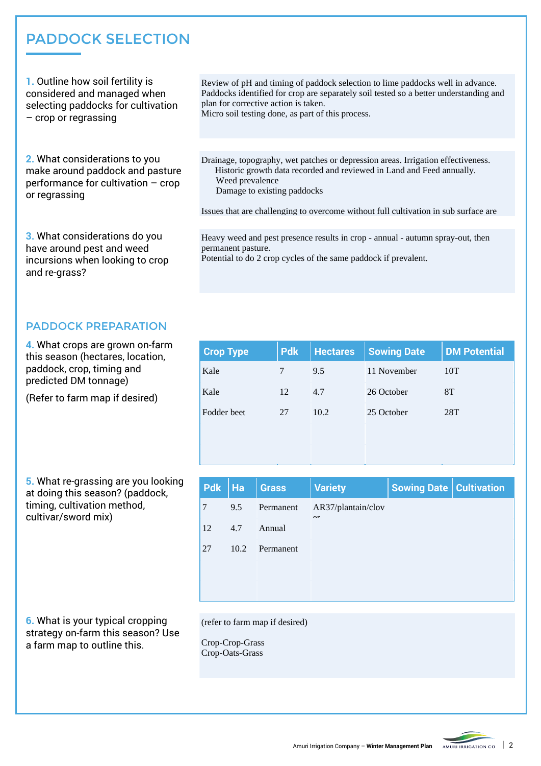# PADDOCK SELECTION

**1.** Outline how soil fertility is considered and managed when selecting paddocks for cultivation – crop or regrassing

Review of pH and timing of paddock selection to lime paddocks well in advance. Paddocks identified for crop are separately soil tested so a better understanding and plan for corrective action is taken.
Micro soil testing done, as part of this process.

**2.** What considerations to you make around paddock and pasture performance for cultivation – crop or regrassing

Drainage, topography, wet patches or depression areas. Irrigation effectiveness.
Historic growth data recorded and reviewed in Land and Feed annually.
Weed prevalence
Damage to existing paddocks

Issues that are challenging to overcome without full cultivation in sub surface are

**3.** What considerations do you have around pest and weed incursions when looking to crop and re-grass?

Heavy weed and pest presence results in crop - annual - autumn spray-out, then permanent pasture.
Potential to do 2 crop cycles of the same paddock if prevalent.

## PADDOCK PREPARATION

**4.** What crops are grown on-farm this season (hectares, location, paddock, crop, timing and predicted DM tonnage)

(Refer to farm map if desired)

| Crop Type | Pdk | Hectares | Sowing Date | DM Potential |
|---|---|---|---|---|
| Kale | 7 | 9.5 | 11 November | 10T |
| Kale | 12 | 4.7 | 26 October | 8T |
| Fodder beet | 27 | 10.2 | 25 October | 28T |

**5.** What re-grassing are you looking at doing this season? (paddock, timing, cultivation method, cultivar/sword mix)

| Pdk | Ha | Grass | Variety | Sowing Date | Cultivation |
|---|---|---|---|---|---|
| 7 | 9.5 | Permanent | AR37/plantain/clover | | |
| 12 | 4.7 | Annual | | | |
| 27 | 10.2 | Permanent | | | |

**6.** What is your typical cropping strategy on-farm this season? Use a farm map to outline this.

(refer to farm map if desired)

Crop-Crop-Grass
Crop-Oats-Grass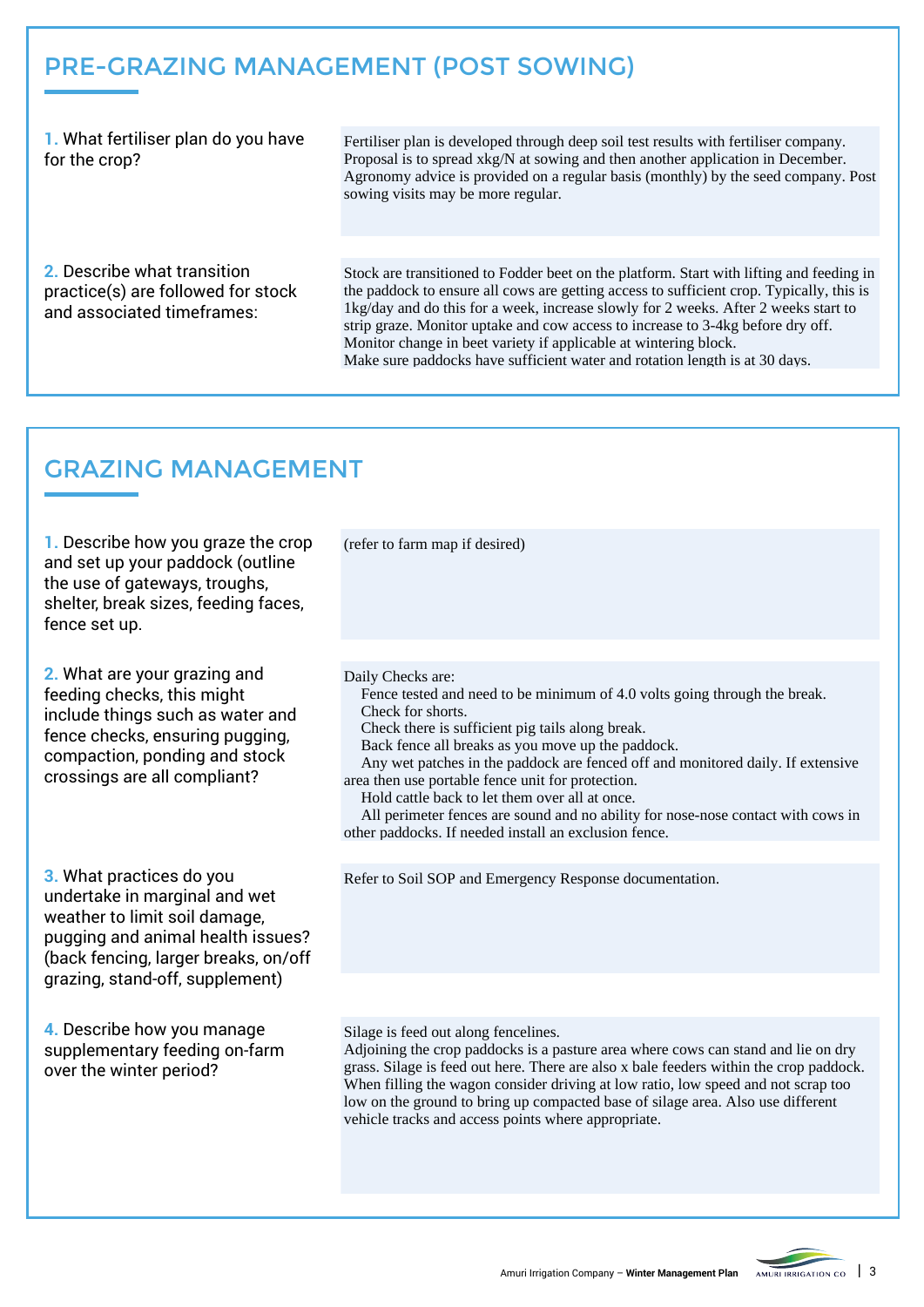## PRE-GRAZING MANAGEMENT (POST SOWING)

**1.** What fertiliser plan do you have for the crop?

Fertiliser plan is developed through deep soil test results with fertiliser company. Proposal is to spread xkg/N at sowing and then another application in December. Agronomy advice is provided on a regular basis (monthly) by the seed company. Post sowing visits may be more regular.

**2.** Describe what transition practice(s) are followed for stock and associated timeframes:

Stock are transitioned to Fodder beet on the platform. Start with lifting and feeding in the paddock to ensure all cows are getting access to sufficient crop. Typically, this is 1kg/day and do this for a week, increase slowly for 2 weeks. After 2 weeks start to strip graze. Monitor uptake and cow access to increase to 3-4kg before dry off. Monitor change in beet variety if applicable at wintering block.
Make sure paddocks have sufficient water and rotation length is at 30 days.

## GRAZING MANAGEMENT

**1.** Describe how you graze the crop and set up your paddock (outline the use of gateways, troughs, shelter, break sizes, feeding faces, fence set up.

(refer to farm map if desired)

**2.** What are your grazing and feeding checks, this might include things such as water and fence checks, ensuring pugging, compaction, ponding and stock crossings are all compliant?

Daily Checks are:
Fence tested and need to be minimum of 4.0 volts going through the break.
Check for shorts.
Check there is sufficient pig tails along break.
Back fence all breaks as you move up the paddock.
Any wet patches in the paddock are fenced off and monitored daily. If extensive area then use portable fence unit for protection.
Hold cattle back to let them over all at once.
All perimeter fences are sound and no ability for nose-nose contact with cows in other paddocks. If needed install an exclusion fence.

**3.** What practices do you undertake in marginal and wet weather to limit soil damage, pugging and animal health issues? (back fencing, larger breaks, on/off grazing, stand-off, supplement)

Refer to Soil SOP and Emergency Response documentation.

**4.** Describe how you manage supplementary feeding on-farm over the winter period?

Silage is feed out along fencelines.
Adjoining the crop paddocks is a pasture area where cows can stand and lie on dry grass. Silage is feed out here. There are also x bale feeders within the crop paddock. When filling the wagon consider driving at low ratio, low speed and not scrap too low on the ground to bring up compacted base of silage area. Also use different vehicle tracks and access points where appropriate.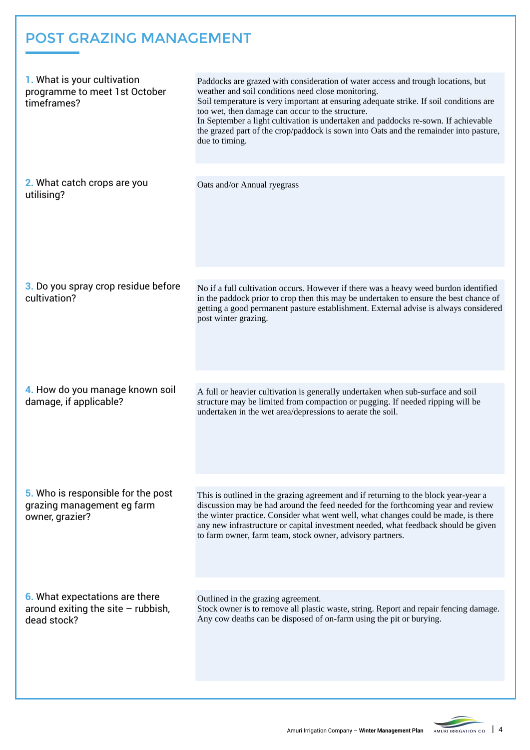# POST GRAZING MANAGEMENT

| | |
|---|---|
| **1.** What is your cultivation programme to meet 1st October timeframes? | Paddocks are grazed with consideration of water access and trough locations, but weather and soil conditions need close monitoring.<br>Soil temperature is very important at ensuring adequate strike. If soil conditions are too wet, then damage can occur to the structure.<br>In September a light cultivation is undertaken and paddocks re-sown. If achievable the grazed part of the crop/paddock is sown into Oats and the remainder into pasture, due to timing. |
| **2.** What catch crops are you utilising? | Oats and/or Annual ryegrass |
| **3.** Do you spray crop residue before cultivation? | No if a full cultivation occurs. However if there was a heavy weed burdon identified in the paddock prior to crop then this may be undertaken to ensure the best chance of getting a good permanent pasture establishment. External advise is always considered post winter grazing. |
| **4.** How do you manage known soil damage, if applicable? | A full or heavier cultivation is generally undertaken when sub-surface and soil structure may be limited from compaction or pugging. If needed ripping will be undertaken in the wet area/depressions to aerate the soil. |
| **5.** Who is responsible for the post grazing management eg farm owner, grazier? | This is outlined in the grazing agreement and if returning to the block year-year a discussion may be had around the feed needed for the forthcoming year and review the winter practice. Consider what went well, what changes could be made, is there any new infrastructure or capital investment needed, what feedback should be given to farm owner, farm team, stock owner, advisory partners. |
| **6.** What expectations are there around exiting the site – rubbish, dead stock? | Outlined in the grazing agreement.<br>Stock owner is to remove all plastic waste, string. Report and repair fencing damage.<br>Any cow deaths can be disposed of on-farm using the pit or burying. |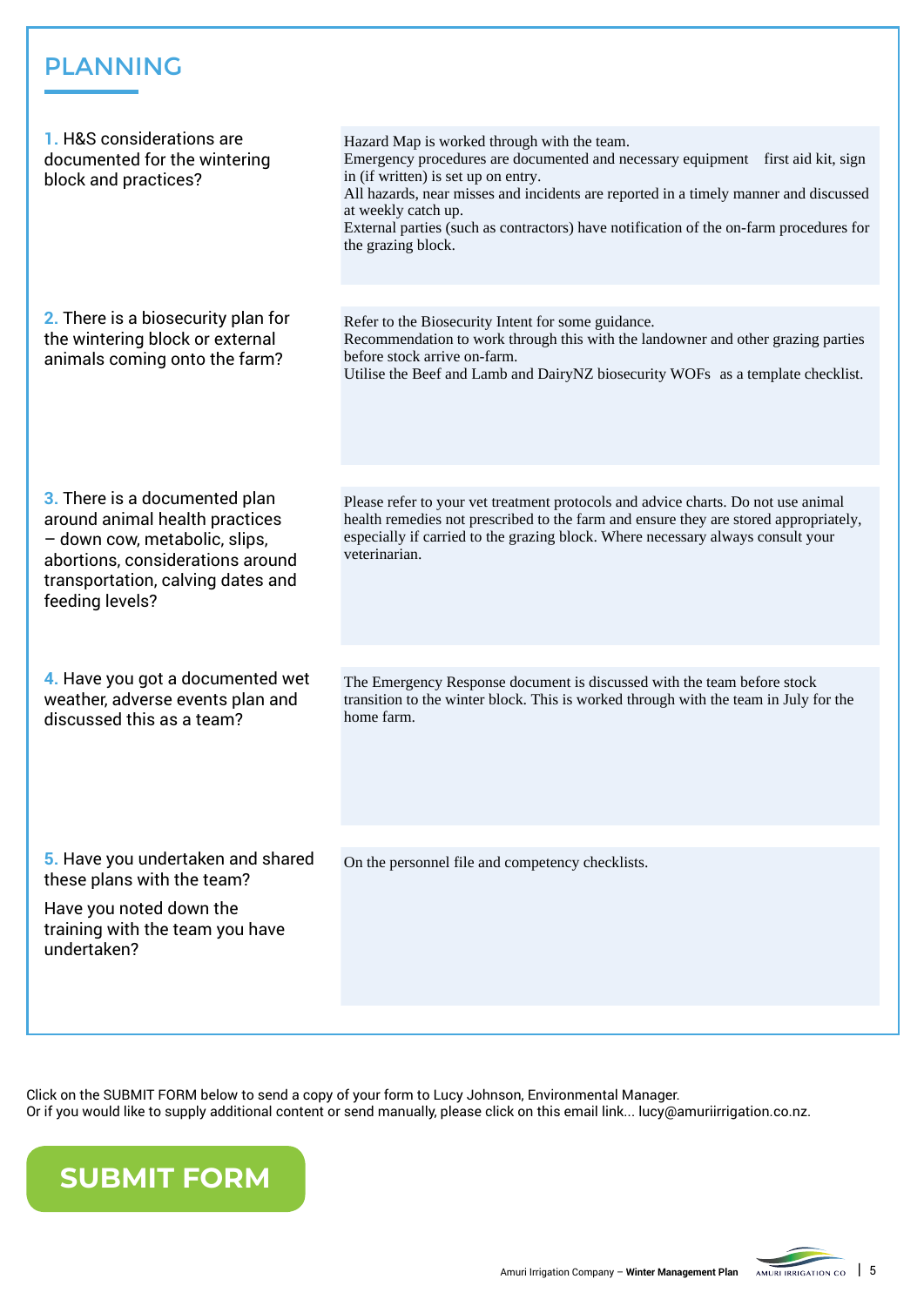## PLANNING

| | |
|---|---|
| **1.** H&S considerations are documented for the wintering block and practices? | Hazard Map is worked through with the team.<br>Emergency procedures are documented and necessary equipment first aid kit, sign in (if written) is set up on entry.<br>All hazards, near misses and incidents are reported in a timely manner and discussed at weekly catch up.<br>External parties (such as contractors) have notification of the on-farm procedures for the grazing block. |
| **2.** There is a biosecurity plan for the wintering block or external animals coming onto the farm? | Refer to the Biosecurity Intent for some guidance.<br>Recommendation to work through this with the landowner and other grazing parties before stock arrive on-farm.<br>Utilise the Beef and Lamb and DairyNZ biosecurity WOFs as a template checklist. |
| **3.** There is a documented plan around animal health practices – down cow, metabolic, slips, abortions, considerations around transportation, calving dates and feeding levels? | Please refer to your vet treatment protocols and advice charts. Do not use animal health remedies not prescribed to the farm and ensure they are stored appropriately, especially if carried to the grazing block. Where necessary always consult your veterinarian. |
| **4.** Have you got a documented wet weather, adverse events plan and discussed this as a team? | The Emergency Response document is discussed with the team before stock transition to the winter block. This is worked through with the team in July for the home farm. |
| **5.** Have you undertaken and shared these plans with the team?<br><br>Have you noted down the training with the team you have undertaken? | On the personnel file and competency checklists. |

Click on the SUBMIT FORM below to send a copy of your form to Lucy Johnson, Environmental Manager.
Or if you would like to supply additional content or send manually, please click on this email link... lucy@amuriirrigation.co.nz.

**SUBMIT FORM**